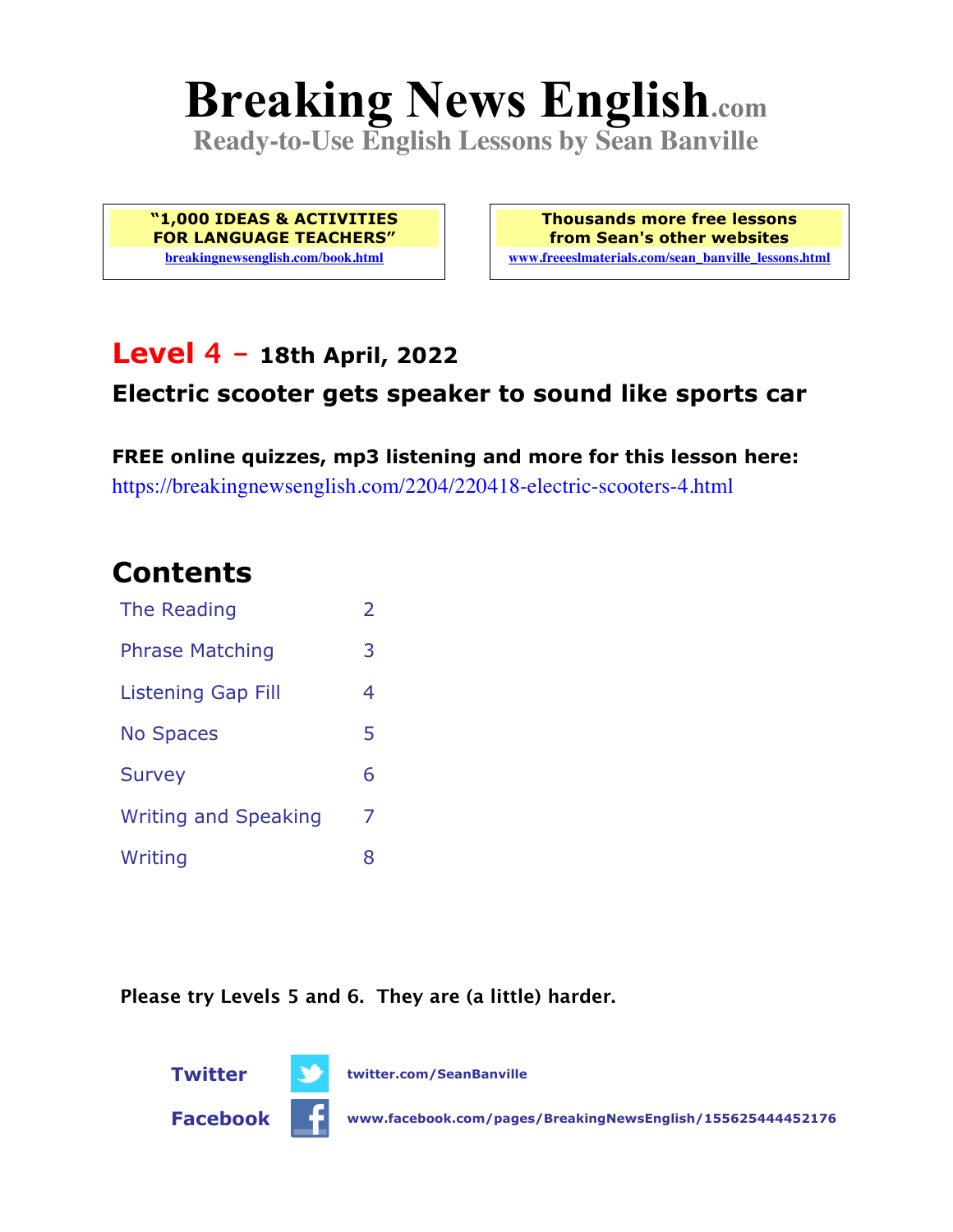# Breaking News English.com

**Ready-to-Use English Lessons by Sean Banville**

**"1,000 IDEAS & ACTIVITIES FOR LANGUAGE TEACHERS"**
breakingnewsenglish.com/book.html

**Thousands more free lessons from Sean's other websites**
www.freeeslmaterials.com/sean_banville_lessons.html

## Level 4 – 18th April, 2022

### Electric scooter gets speaker to sound like sports car

**FREE online quizzes, mp3 listening and more for this lesson here:**
https://breakingnewsenglish.com/2204/220418-electric-scooters-4.html

## Contents

| | |
|---|---|
| The Reading | 2 |
| Phrase Matching | 3 |
| Listening Gap Fill | 4 |
| No Spaces | 5 |
| Survey | 6 |
| Writing and Speaking | 7 |
| Writing | 8 |

**Please try Levels 5 and 6. They are (a little) harder.**

**Twitter** twitter.com/SeanBanville

**Facebook** www.facebook.com/pages/BreakingNewsEnglish/155625444452176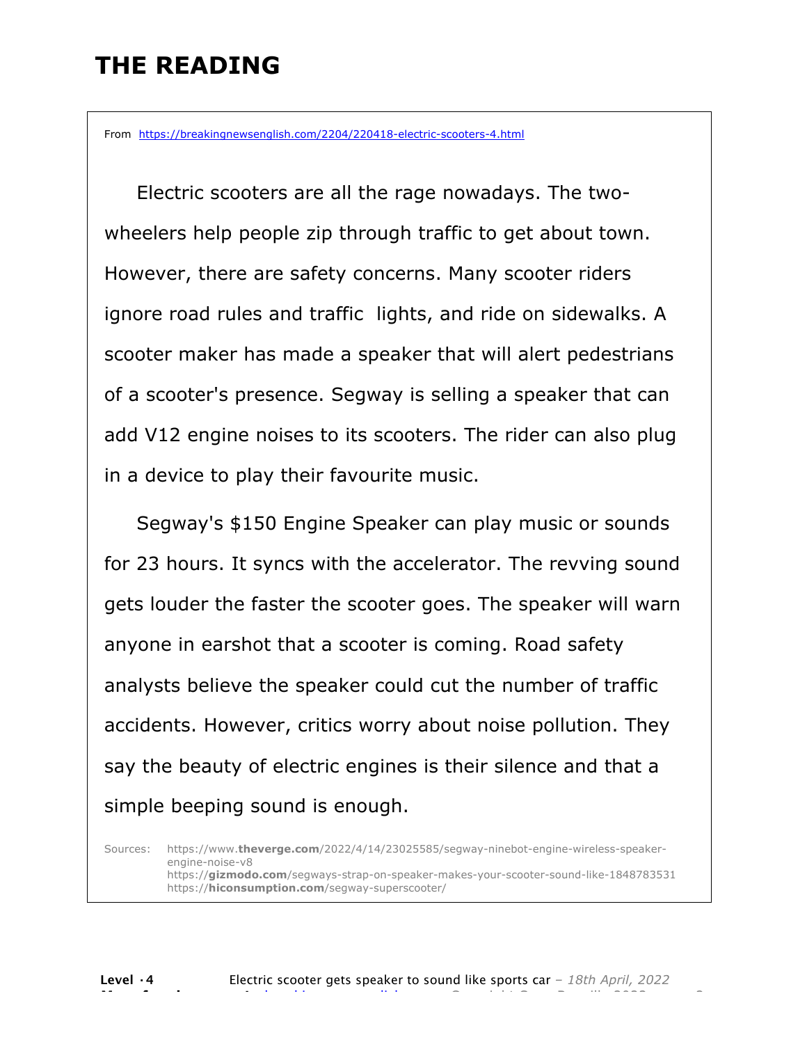# THE READING

From https://breakingnewsenglish.com/2204/220418-electric-scooters-4.html

Electric scooters are all the rage nowadays. The two-wheelers help people zip through traffic to get about town. However, there are safety concerns. Many scooter riders ignore road rules and traffic lights, and ride on sidewalks. A scooter maker has made a speaker that will alert pedestrians of a scooter's presence. Segway is selling a speaker that can add V12 engine noises to its scooters. The rider can also plug in a device to play their favourite music.

Segway's $150 Engine Speaker can play music or sounds for 23 hours. It syncs with the accelerator. The revving sound gets louder the faster the scooter goes. The speaker will warn anyone in earshot that a scooter is coming. Road safety analysts believe the speaker could cut the number of traffic accidents. However, critics worry about noise pollution. They say the beauty of electric engines is their silence and that a simple beeping sound is enough.

Sources: https://www.**theverge.com**/2022/4/14/23025585/segway-ninebot-engine-wireless-speaker-engine-noise-v8
https://**gizmodo.com**/segways-strap-on-speaker-makes-your-scooter-sound-like-1848783531
https://**hiconsumption.com**/segway-superscooter/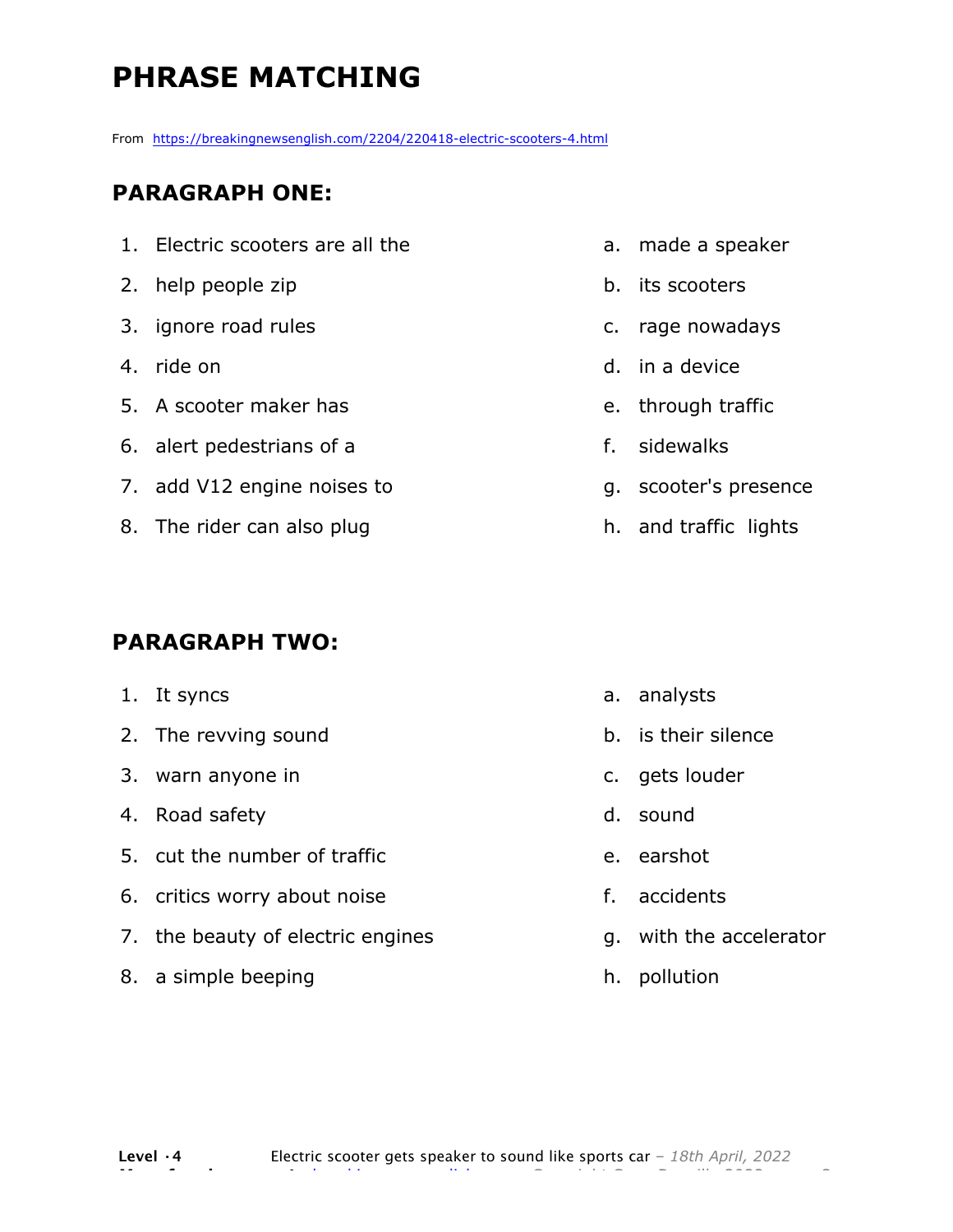# PHRASE MATCHING

From https://breakingnewsenglish.com/2204/220418-electric-scooters-4.html

## PARAGRAPH ONE:

1. Electric scooters are all the
2. help people zip
3. ignore road rules
4. ride on
5. A scooter maker has
6. alert pedestrians of a
7. add V12 engine noises to
8. The rider can also plug

a. made a speaker
b. its scooters
c. rage nowadays
d. in a device
e. through traffic
f. sidewalks
g. scooter's presence
h. and traffic lights

## PARAGRAPH TWO:

1. It syncs
2. The revving sound
3. warn anyone in
4. Road safety
5. cut the number of traffic
6. critics worry about noise
7. the beauty of electric engines
8. a simple beeping

a. analysts
b. is their silence
c. gets louder
d. sound
e. earshot
f. accidents
g. with the accelerator
h. pollution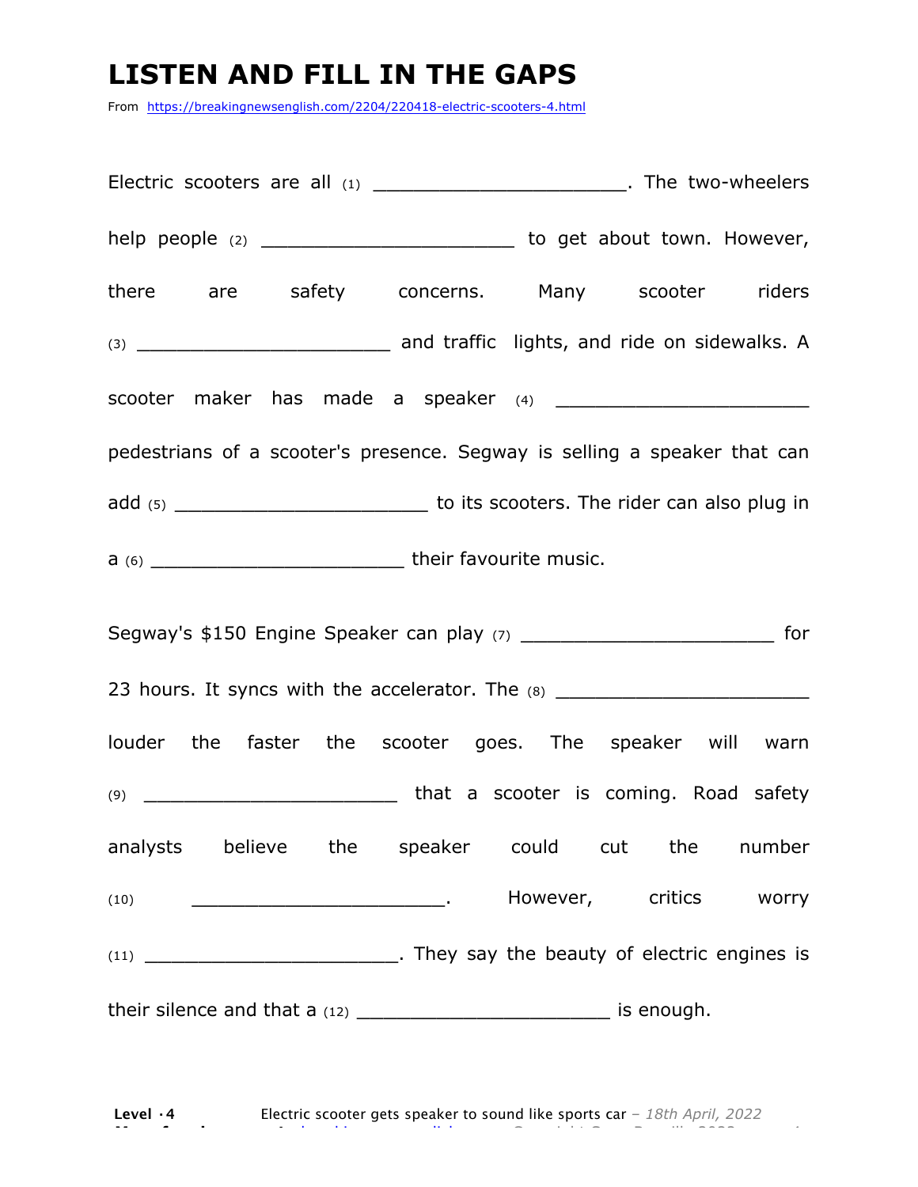# LISTEN AND FILL IN THE GAPS

From https://breakingnewsenglish.com/2204/220418-electric-scooters-4.html

Electric scooters are all (1) ______________________. The two-wheelers help people (2) ______________________ to get about town. However, there are safety concerns. Many scooter riders (3) ______________________ and traffic lights, and ride on sidewalks. A scooter maker has made a speaker (4) ______________________ pedestrians of a scooter's presence. Segway is selling a speaker that can add (5) ______________________ to its scooters. The rider can also plug in a (6) ______________________ their favourite music.

Segway's $150 Engine Speaker can play (7) ______________________ for 23 hours. It syncs with the accelerator. The (8) ______________________ louder the faster the scooter goes. The speaker will warn (9) ______________________ that a scooter is coming. Road safety analysts believe the speaker could cut the number (10) ______________________. However, critics worry (11) ______________________. They say the beauty of electric engines is their silence and that a (12) ______________________ is enough.

**Level · 4** Electric scooter gets speaker to sound like sports car – *18th April, 2022*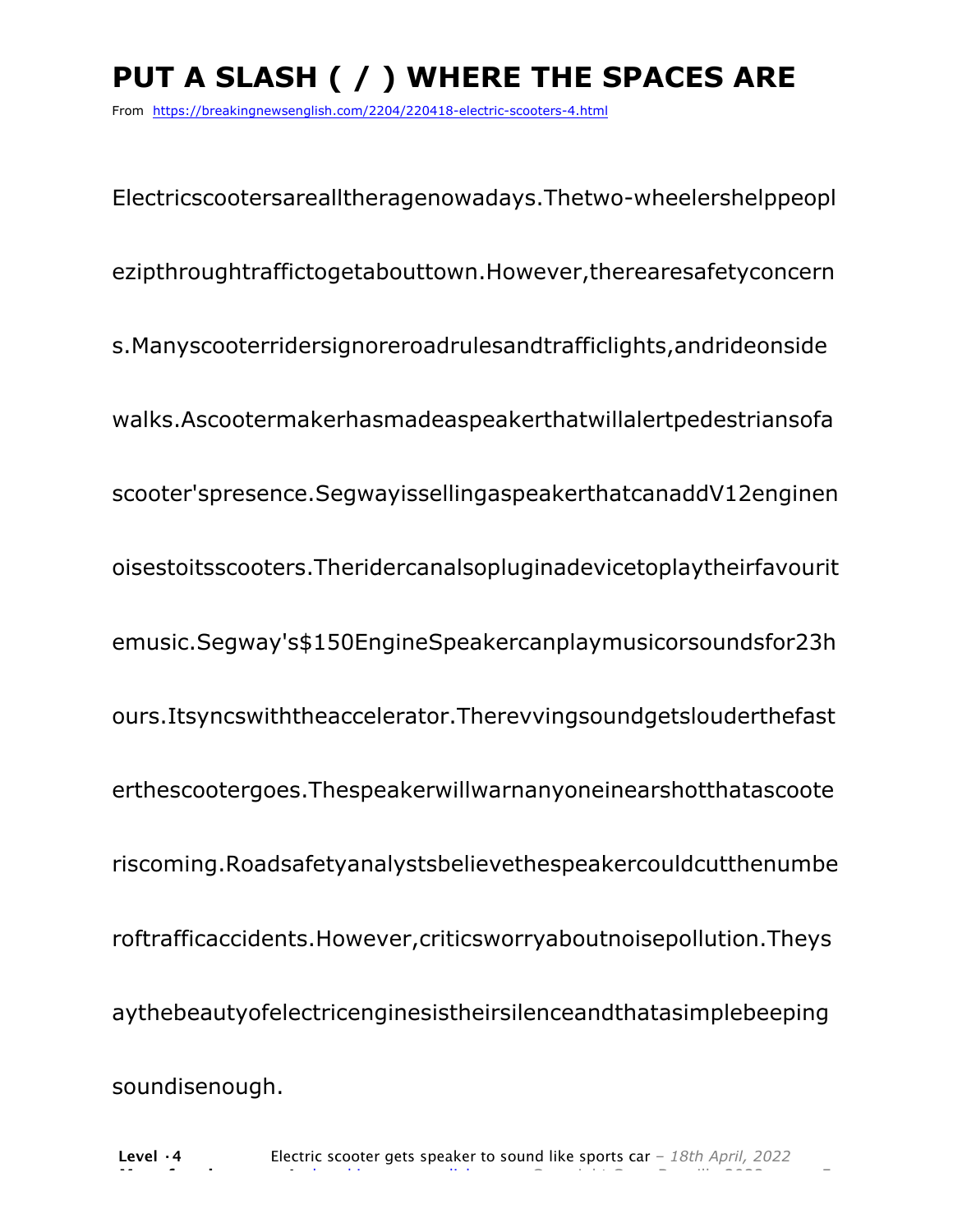# PUT A SLASH ( / ) WHERE THE SPACES ARE

From https://breakingnewsenglish.com/2204/220418-electric-scooters-4.html

Electricscootersarealltheragenowadays.Thetwo-wheelershelppeopl

ezipthroughtraffictogetabouttown.However,therearesafetyconcern

s.Manyscooterridersignoreroadrulesandtrafficlights,andrideonside

walks.Ascootermakerhasmadeaspeakerthatwillalertpedestriansofa

scooter'spresence.SegwayissellingaspeakerthatcanaddV12enginen

oisestoitsscooters.Theridercanalsopluginadevicetoplaytheirfavourit

emusic.Segway's$150EngineSpeakercanplaymusicorsoundsfor23h

ours.Itsyncswiththeaccelerator.Therevvingsoundgetslouderthefast

erthescootergoes.Thespeakerwillwarnanyoneinearshotthatascoote

riscoming.Roadsafetyanalystsbelievethespeakercouldcutthenumbe

roftrafficaccidents.However,criticsworryaboutnoisepollution.Theys

aythebeautyofelectricenginesistheirsilenceandthatasimplebeeping

soundisenough.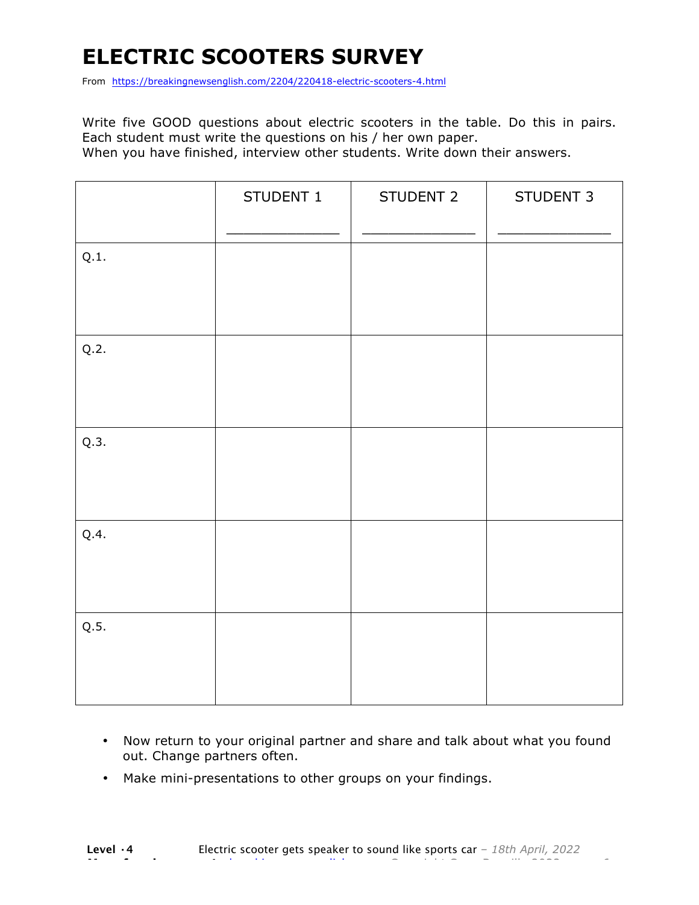# ELECTRIC SCOOTERS SURVEY

From https://breakingnewsenglish.com/2204/220418-electric-scooters-4.html

Write five GOOD questions about electric scooters in the table. Do this in pairs. Each student must write the questions on his / her own paper.
When you have finished, interview other students. Write down their answers.

| | STUDENT 1<br>_____________ | STUDENT 2<br>_____________ | STUDENT 3<br>_____________ |
|---|---|---|---|
| Q.1. | | | |
| Q.2. | | | |
| Q.3. | | | |
| Q.4. | | | |
| Q.5. | | | |

- Now return to your original partner and share and talk about what you found out. Change partners often.
- Make mini-presentations to other groups on your findings.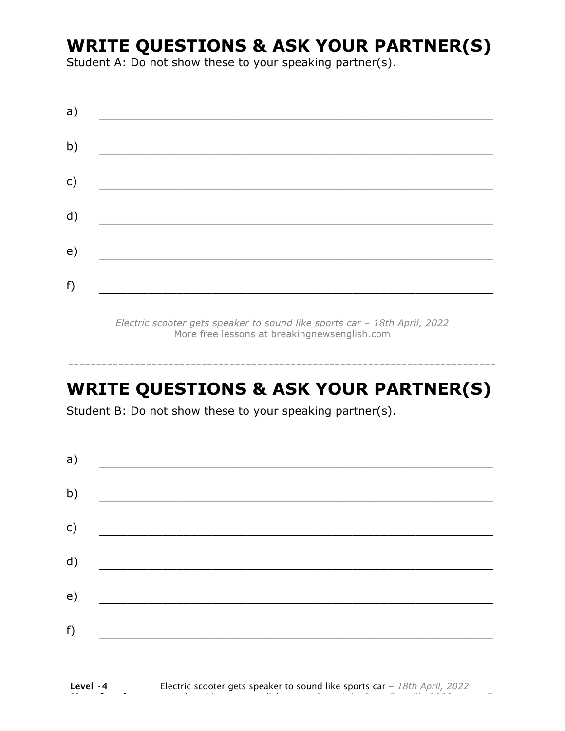# WRITE QUESTIONS & ASK YOUR PARTNER(S)

Student A: Do not show these to your speaking partner(s).

a) ___________________________________________________________

b) ___________________________________________________________

c) ___________________________________________________________

d) ___________________________________________________________

e) ___________________________________________________________

f) ___________________________________________________________

*Electric scooter gets speaker to sound like sports car – 18th April, 2022*
More free lessons at breakingnewsenglish.com

---

# WRITE QUESTIONS & ASK YOUR PARTNER(S)

Student B: Do not show these to your speaking partner(s).

a) ___________________________________________________________

b) ___________________________________________________________

c) ___________________________________________________________

d) ___________________________________________________________

e) ___________________________________________________________

f) ___________________________________________________________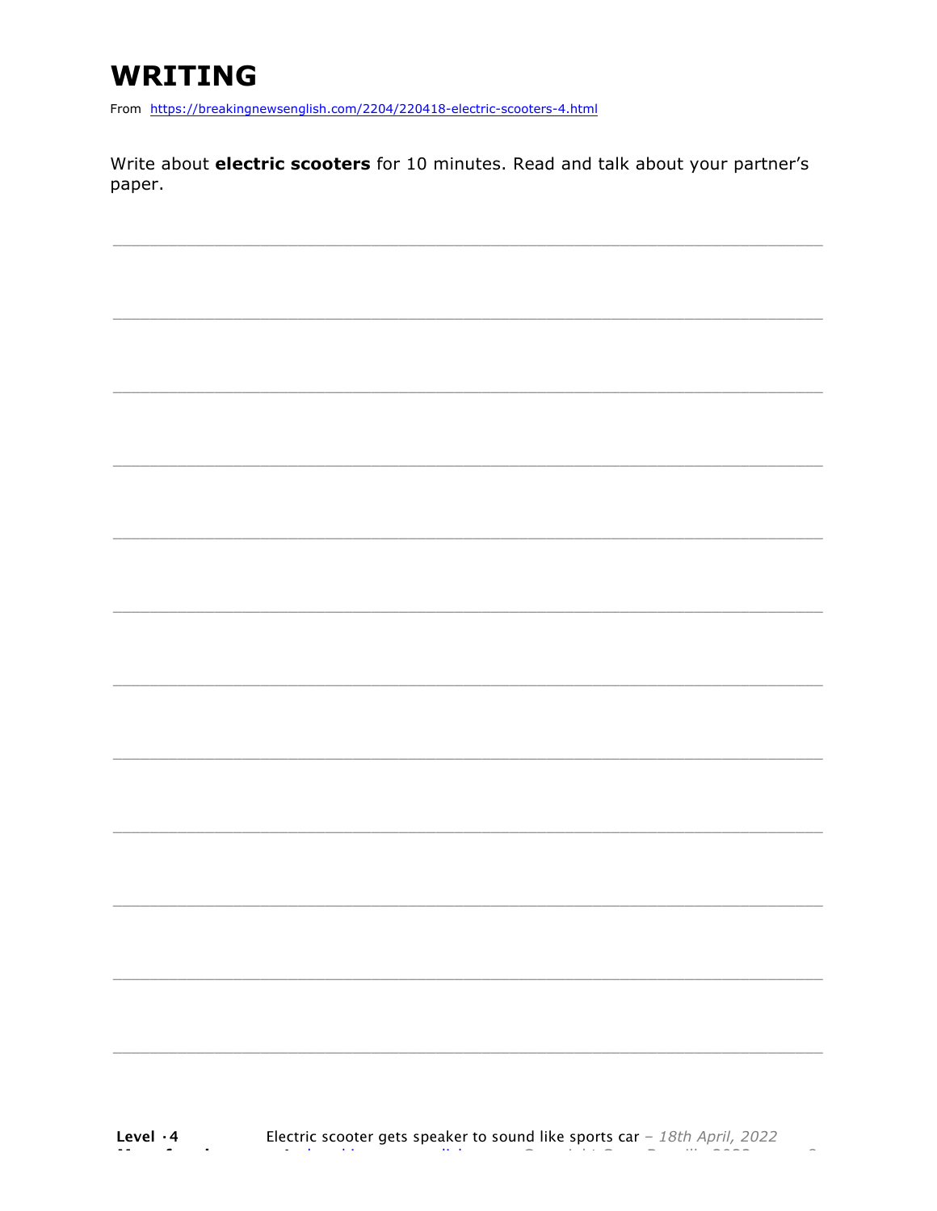# WRITING

From https://breakingnewsenglish.com/2204/220418-electric-scooters-4.html

Write about **electric scooters** for 10 minutes. Read and talk about your partner's paper.